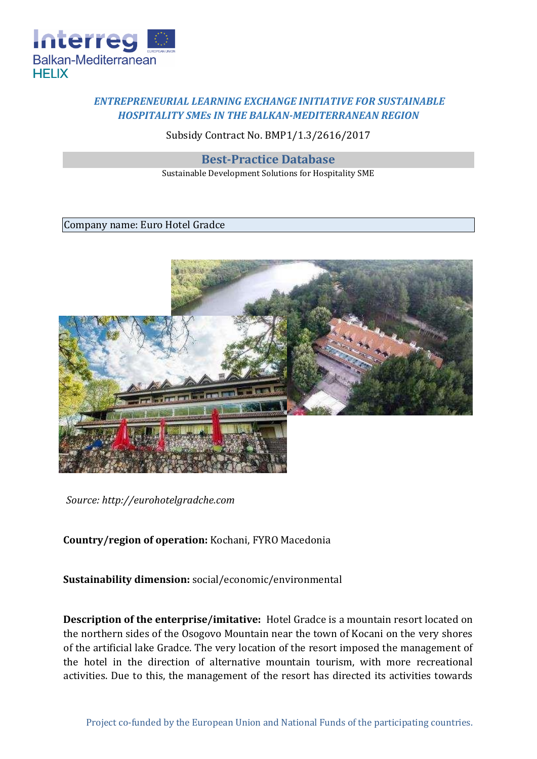*ENTREPRENEURIAL LEARNING EXCHANGE INITIATIVE FOR SUSTAINABLE HOSPITALITY SMEs IN THE BALKAN-MEDITERRANEAN REGION*

Subsidy Contract No. BMP1/1.3/2616/2017

## Best-Practice Database

Sustainable Development Solutions for Hospitality SME

Company name: Euro Hotel Gradce

*Source: http://eurohotelgradche.com*

**Country/region of operation:** Kochani, FYRO Macedonia

**Sustainability dimension:** social/economic/environmental

**Description of the enterprise/imitative:** Hotel Gradce is a mountain resort located on the northern sides of the Osogovo Mountain near the town of Kocani on the very shores of the artificial lake Gradce. The very location of the resort imposed the management of the hotel in the direction of alternative mountain tourism, with more recreational activities. Due to this, the management of the resort has directed its activities towards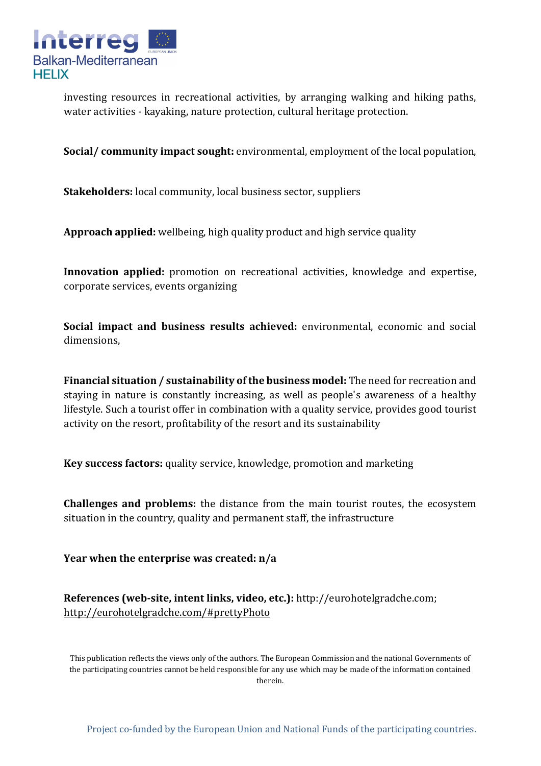investing resources in recreational activities, by arranging walking and hiking paths, water activities - kayaking, nature protection, cultural heritage protection.

**Social/ community impact sought:** environmental, employment of the local population,

**Stakeholders:** local community, local business sector, suppliers

**Approach applied:** wellbeing, high quality product and high service quality

**Innovation applied:** promotion on recreational activities, knowledge and expertise, corporate services, events organizing

**Social impact and business results achieved:** environmental, economic and social dimensions,

**Financial situation / sustainability of the business model:** The need for recreation and staying in nature is constantly increasing, as well as people's awareness of a healthy lifestyle. Such a tourist offer in combination with a quality service, provides good tourist activity on the resort, profitability of the resort and its sustainability

**Key success factors:** quality service, knowledge, promotion and marketing

**Challenges and problems:** the distance from the main tourist routes, the ecosystem situation in the country, quality and permanent staff, the infrastructure

**Year when the enterprise was created: n/a**

**References (web-site, intent links, video, etc.):** http://eurohotelgradche.com; http://eurohotelgradche.com/#prettyPhoto

This publication reflects the views only of the authors. The European Commission and the national Governments of the participating countries cannot be held responsible for any use which may be made of the information contained therein.